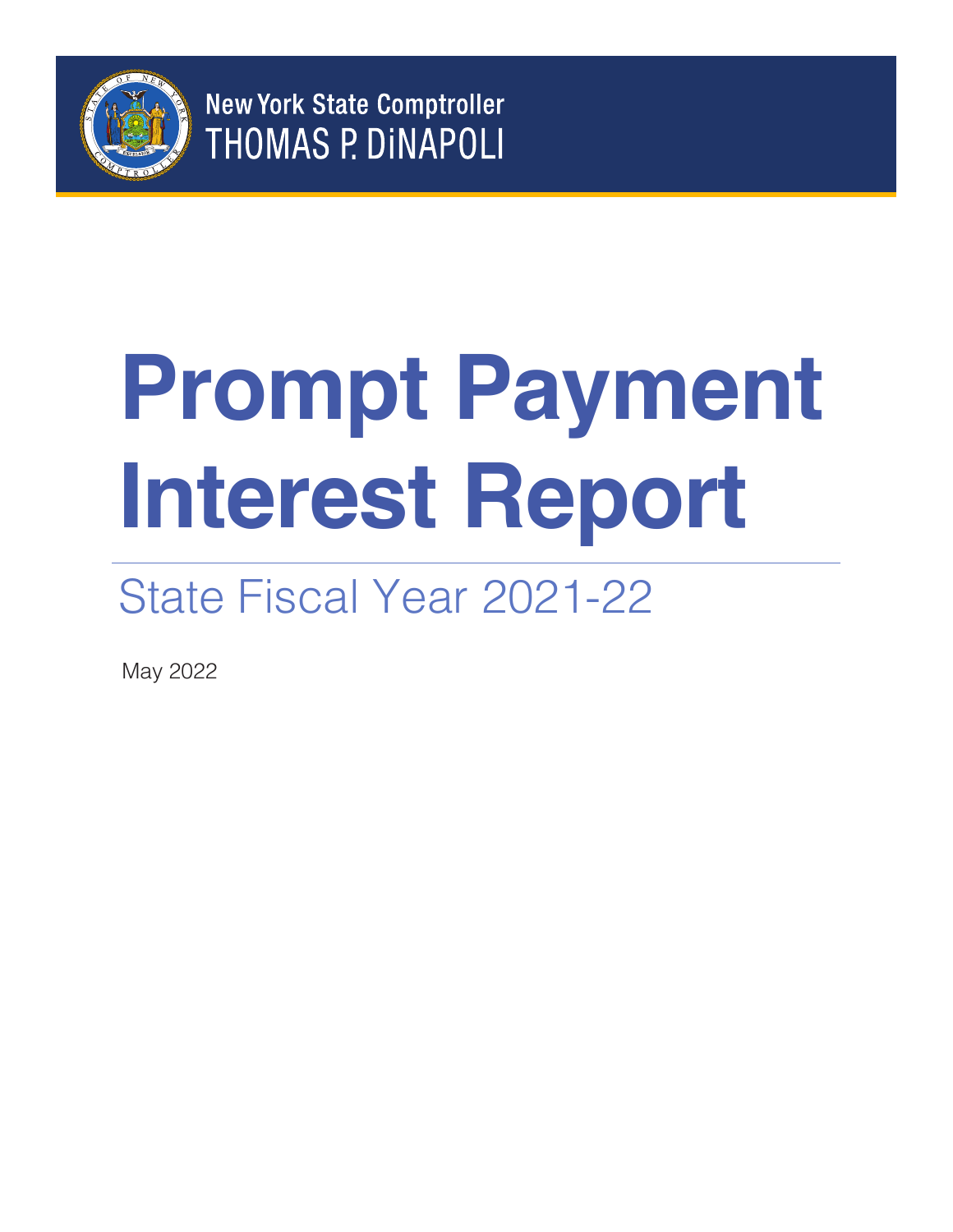New York State Comptroller
THOMAS P. DiNAPOLI

# Prompt Payment Interest Report

## State Fiscal Year 2021-22

May 2022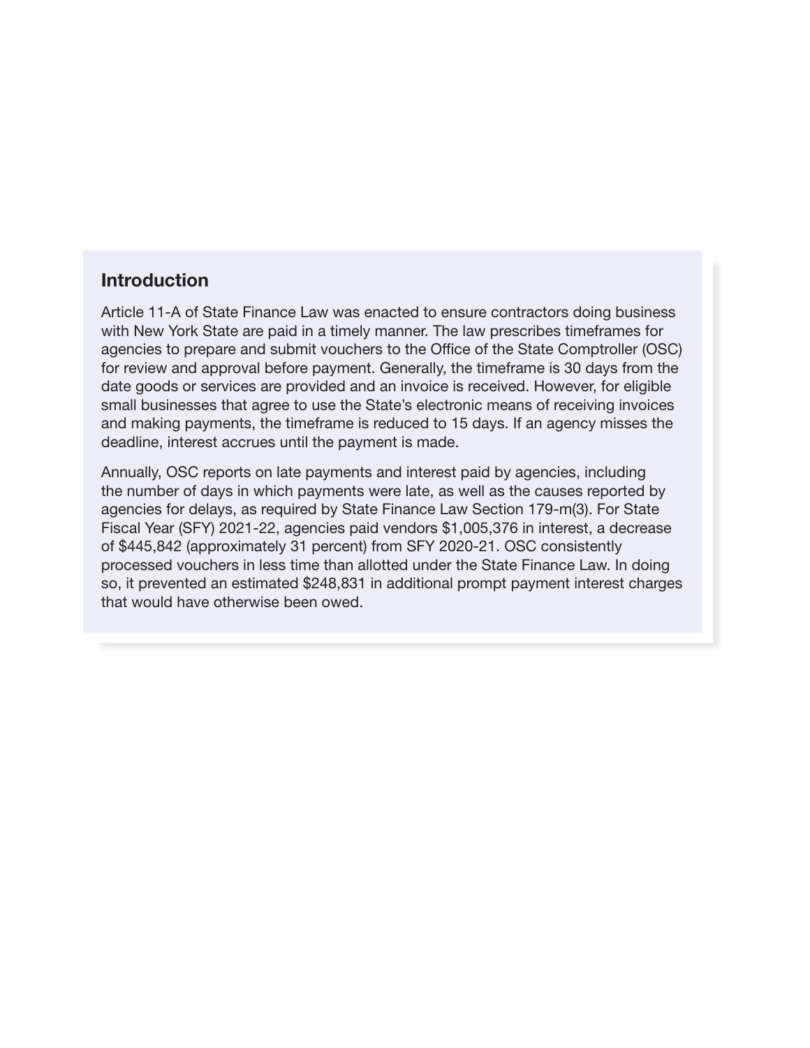## Introduction

Article 11-A of State Finance Law was enacted to ensure contractors doing business with New York State are paid in a timely manner. The law prescribes timeframes for agencies to prepare and submit vouchers to the Office of the State Comptroller (OSC) for review and approval before payment. Generally, the timeframe is 30 days from the date goods or services are provided and an invoice is received. However, for eligible small businesses that agree to use the State's electronic means of receiving invoices and making payments, the timeframe is reduced to 15 days. If an agency misses the deadline, interest accrues until the payment is made.

Annually, OSC reports on late payments and interest paid by agencies, including the number of days in which payments were late, as well as the causes reported by agencies for delays, as required by State Finance Law Section 179-m(3). For State Fiscal Year (SFY) 2021-22, agencies paid vendors $1,005,376 in interest, a decrease of $445,842 (approximately 31 percent) from SFY 2020-21. OSC consistently processed vouchers in less time than allotted under the State Finance Law. In doing so, it prevented an estimated $248,831 in additional prompt payment interest charges that would have otherwise been owed.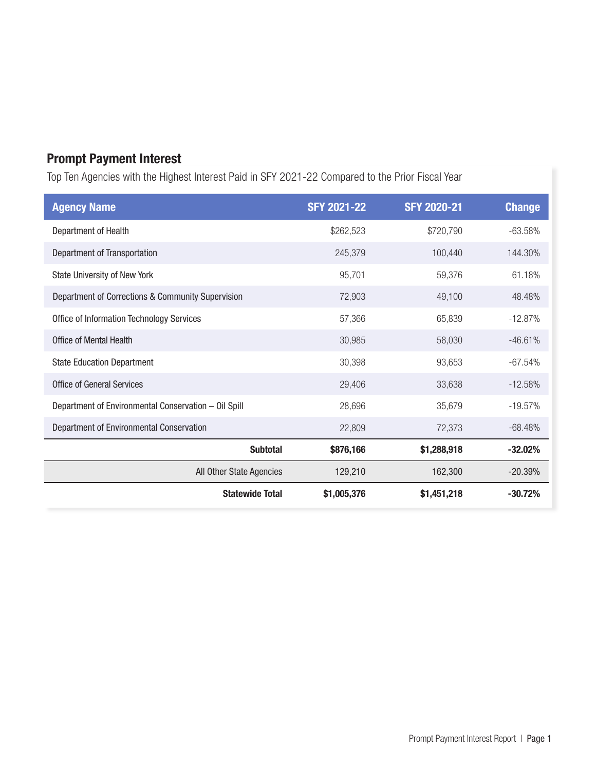## Prompt Payment Interest

Top Ten Agencies with the Highest Interest Paid in SFY 2021-22 Compared to the Prior Fiscal Year

| Agency Name | SFY 2021-22 | SFY 2020-21 | Change |
|---|---|---|---|
| Department of Health | $262,523 | $720,790 | -63.58% |
| Department of Transportation | 245,379 | 100,440 | 144.30% |
| State University of New York | 95,701 | 59,376 | 61.18% |
| Department of Corrections & Community Supervision | 72,903 | 49,100 | 48.48% |
| Office of Information Technology Services | 57,366 | 65,839 | -12.87% |
| Office of Mental Health | 30,985 | 58,030 | -46.61% |
| State Education Department | 30,398 | 93,653 | -67.54% |
| Office of General Services | 29,406 | 33,638 | -12.58% |
| Department of Environmental Conservation – Oil Spill | 28,696 | 35,679 | -19.57% |
| Department of Environmental Conservation | 22,809 | 72,373 | -68.48% |
| **Subtotal** | **$876,166** | **$1,288,918** | **-32.02%** |
| All Other State Agencies | 129,210 | 162,300 | -20.39% |
| **Statewide Total** | **$1,005,376** | **$1,451,218** | **-30.72%** |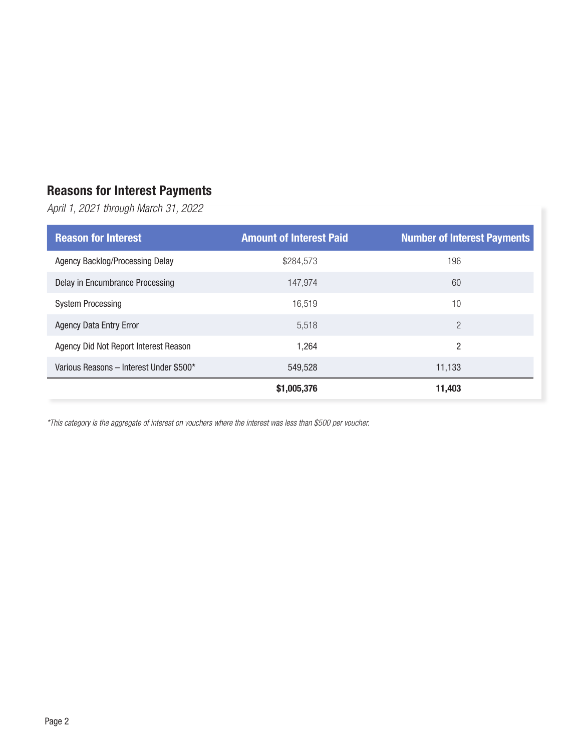## Reasons for Interest Payments

*April 1, 2021 through March 31, 2022*

| Reason for Interest | Amount of Interest Paid | Number of Interest Payments |
|---|---|---|
| Agency Backlog/Processing Delay | $284,573 | 196 |
| Delay in Encumbrance Processing | 147,974 | 60 |
| System Processing | 16,519 | 10 |
| Agency Data Entry Error | 5,518 | 2 |
| Agency Did Not Report Interest Reason | 1,264 | 2 |
| Various Reasons – Interest Under $500* | 549,528 | 11,133 |
| | **$1,005,376** | **11,403** |

*\*This category is the aggregate of interest on vouchers where the interest was less than $500 per voucher.*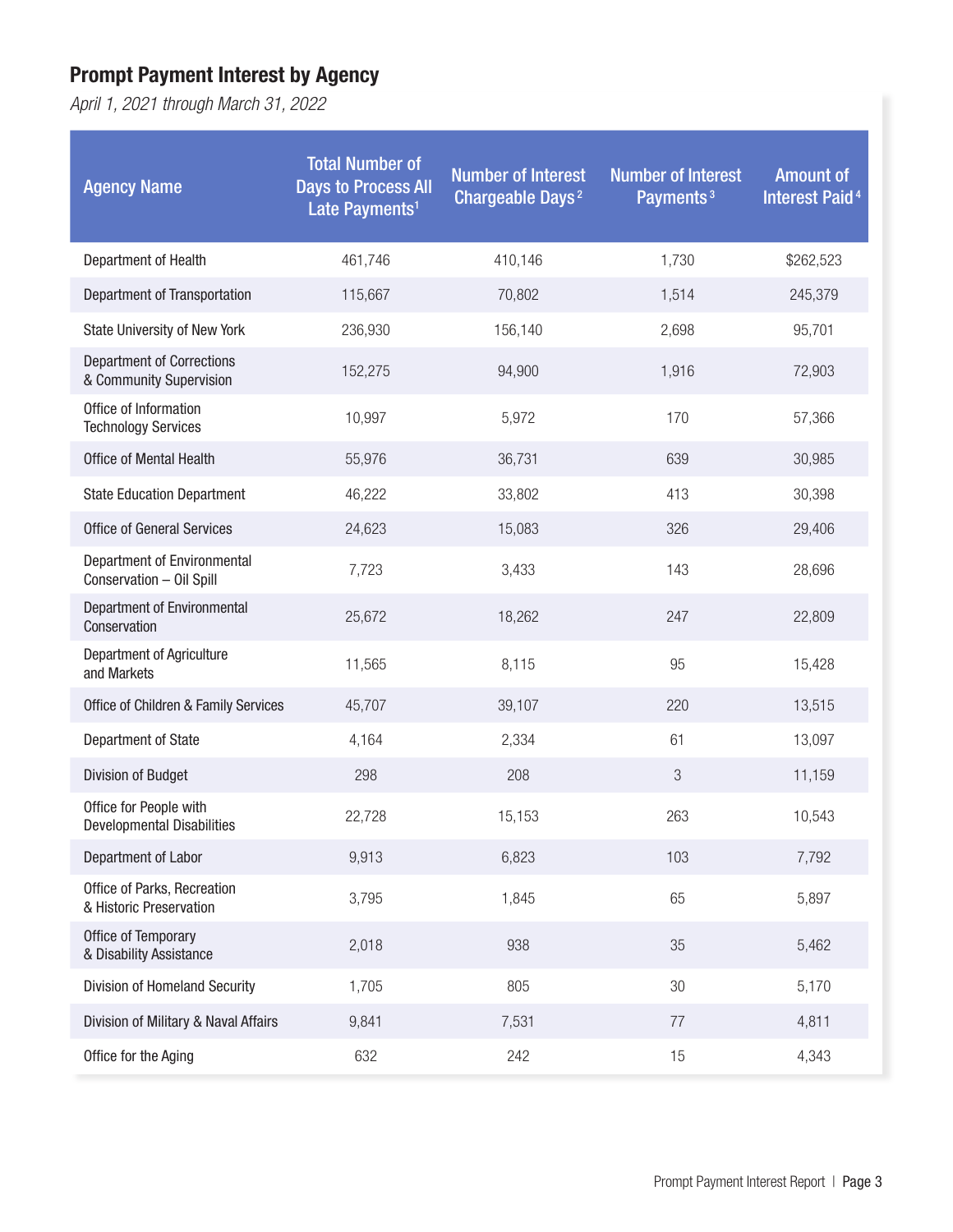## Prompt Payment Interest by Agency

*April 1, 2021 through March 31, 2022*

| Agency Name | Total Number of Days to Process All Late Payments[1] | Number of Interest Chargeable Days[2] | Number of Interest Payments[3] | Amount of Interest Paid[4] |
|---|---|---|---|---|
| Department of Health | 461,746 | 410,146 | 1,730 | $262,523 |
| Department of Transportation | 115,667 | 70,802 | 1,514 | 245,379 |
| State University of New York | 236,930 | 156,140 | 2,698 | 95,701 |
| Department of Corrections & Community Supervision | 152,275 | 94,900 | 1,916 | 72,903 |
| Office of Information Technology Services | 10,997 | 5,972 | 170 | 57,366 |
| Office of Mental Health | 55,976 | 36,731 | 639 | 30,985 |
| State Education Department | 46,222 | 33,802 | 413 | 30,398 |
| Office of General Services | 24,623 | 15,083 | 326 | 29,406 |
| Department of Environmental Conservation – Oil Spill | 7,723 | 3,433 | 143 | 28,696 |
| Department of Environmental Conservation | 25,672 | 18,262 | 247 | 22,809 |
| Department of Agriculture and Markets | 11,565 | 8,115 | 95 | 15,428 |
| Office of Children & Family Services | 45,707 | 39,107 | 220 | 13,515 |
| Department of State | 4,164 | 2,334 | 61 | 13,097 |
| Division of Budget | 298 | 208 | 3 | 11,159 |
| Office for People with Developmental Disabilities | 22,728 | 15,153 | 263 | 10,543 |
| Department of Labor | 9,913 | 6,823 | 103 | 7,792 |
| Office of Parks, Recreation & Historic Preservation | 3,795 | 1,845 | 65 | 5,897 |
| Office of Temporary & Disability Assistance | 2,018 | 938 | 35 | 5,462 |
| Division of Homeland Security | 1,705 | 805 | 30 | 5,170 |
| Division of Military & Naval Affairs | 9,841 | 7,531 | 77 | 4,811 |
| Office for the Aging | 632 | 242 | 15 | 4,343 |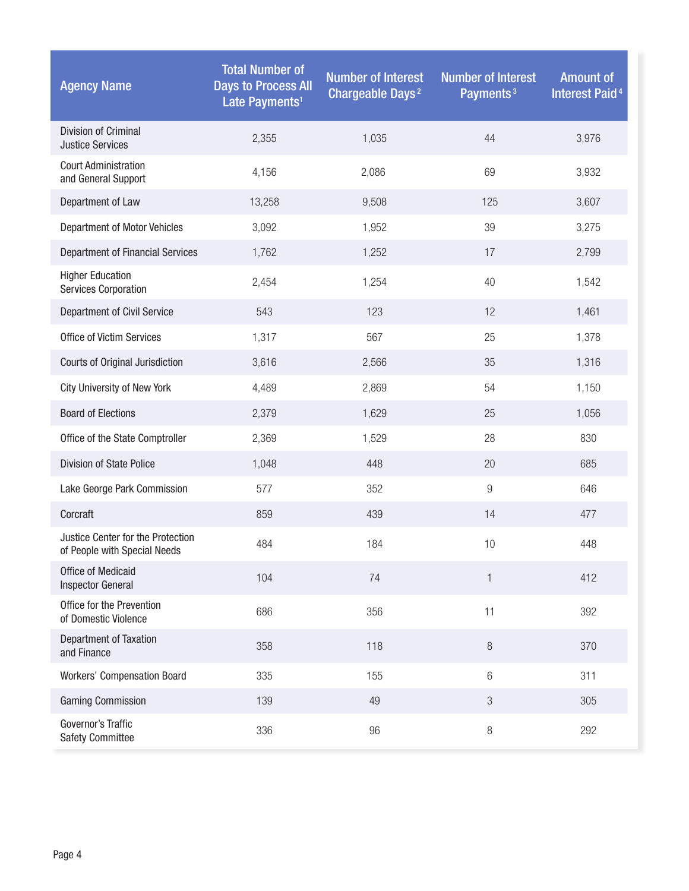| Agency Name | Total Number of Days to Process All Late Payments[1] | Number of Interest Chargeable Days[2] | Number of Interest Payments[3] | Amount of Interest Paid[4] |
|---|---|---|---|---|
| Division of Criminal Justice Services | 2,355 | 1,035 | 44 | 3,976 |
| Court Administration and General Support | 4,156 | 2,086 | 69 | 3,932 |
| Department of Law | 13,258 | 9,508 | 125 | 3,607 |
| Department of Motor Vehicles | 3,092 | 1,952 | 39 | 3,275 |
| Department of Financial Services | 1,762 | 1,252 | 17 | 2,799 |
| Higher Education Services Corporation | 2,454 | 1,254 | 40 | 1,542 |
| Department of Civil Service | 543 | 123 | 12 | 1,461 |
| Office of Victim Services | 1,317 | 567 | 25 | 1,378 |
| Courts of Original Jurisdiction | 3,616 | 2,566 | 35 | 1,316 |
| City University of New York | 4,489 | 2,869 | 54 | 1,150 |
| Board of Elections | 2,379 | 1,629 | 25 | 1,056 |
| Office of the State Comptroller | 2,369 | 1,529 | 28 | 830 |
| Division of State Police | 1,048 | 448 | 20 | 685 |
| Lake George Park Commission | 577 | 352 | 9 | 646 |
| Corcraft | 859 | 439 | 14 | 477 |
| Justice Center for the Protection of People with Special Needs | 484 | 184 | 10 | 448 |
| Office of Medicaid Inspector General | 104 | 74 | 1 | 412 |
| Office for the Prevention of Domestic Violence | 686 | 356 | 11 | 392 |
| Department of Taxation and Finance | 358 | 118 | 8 | 370 |
| Workers' Compensation Board | 335 | 155 | 6 | 311 |
| Gaming Commission | 139 | 49 | 3 | 305 |
| Governor's Traffic Safety Committee | 336 | 96 | 8 | 292 |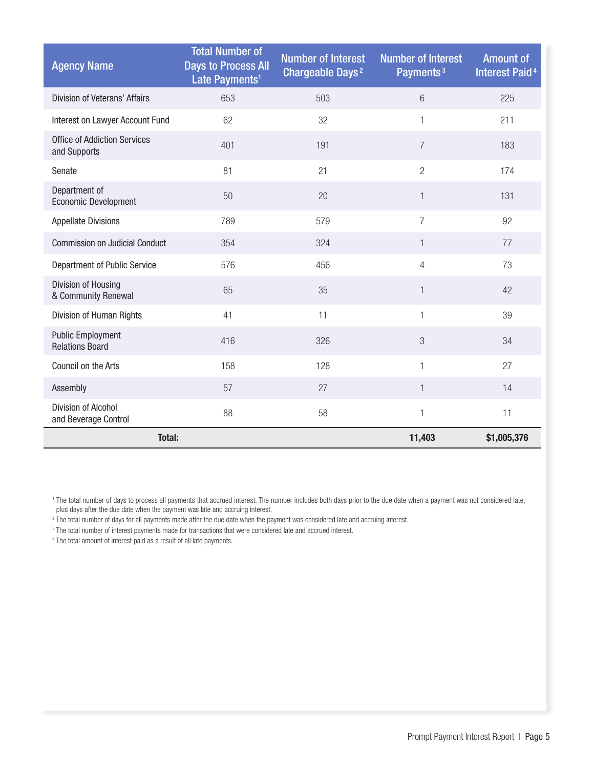| Agency Name | Total Number of Days to Process All Late Payments[1] | Number of Interest Chargeable Days[2] | Number of Interest Payments[3] | Amount of Interest Paid[4] |
|---|---|---|---|---|
| Division of Veterans' Affairs | 653 | 503 | 6 | 225 |
| Interest on Lawyer Account Fund | 62 | 32 | 1 | 211 |
| Office of Addiction Services and Supports | 401 | 191 | 7 | 183 |
| Senate | 81 | 21 | 2 | 174 |
| Department of Economic Development | 50 | 20 | 1 | 131 |
| Appellate Divisions | 789 | 579 | 7 | 92 |
| Commission on Judicial Conduct | 354 | 324 | 1 | 77 |
| Department of Public Service | 576 | 456 | 4 | 73 |
| Division of Housing & Community Renewal | 65 | 35 | 1 | 42 |
| Division of Human Rights | 41 | 11 | 1 | 39 |
| Public Employment Relations Board | 416 | 326 | 3 | 34 |
| Council on the Arts | 158 | 128 | 1 | 27 |
| Assembly | 57 | 27 | 1 | 14 |
| Division of Alcohol and Beverage Control | 88 | 58 | 1 | 11 |
| **Total:** | | | **11,403** | **$1,005,376** |

[1] The total number of days to process all payments that accrued interest. The number includes both days prior to the due date when a payment was not considered late, plus days after the due date when the payment was late and accruing interest.

[2] The total number of days for all payments made after the due date when the payment was considered late and accruing interest.

[3] The total number of interest payments made for transactions that were considered late and accrued interest.

[4] The total amount of interest paid as a result of all late payments.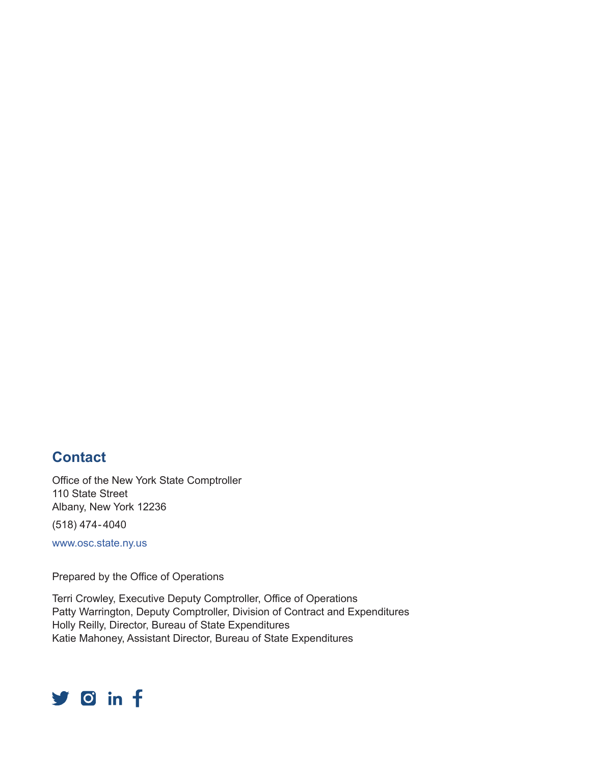## Contact

Office of the New York State Comptroller
110 State Street
Albany, New York 12236

(518) 474-4040

www.osc.state.ny.us

Prepared by the Office of Operations

Terri Crowley, Executive Deputy Comptroller, Office of Operations
Patty Warrington, Deputy Comptroller, Division of Contract and Expenditures
Holly Reilly, Director, Bureau of State Expenditures
Katie Mahoney, Assistant Director, Bureau of State Expenditures